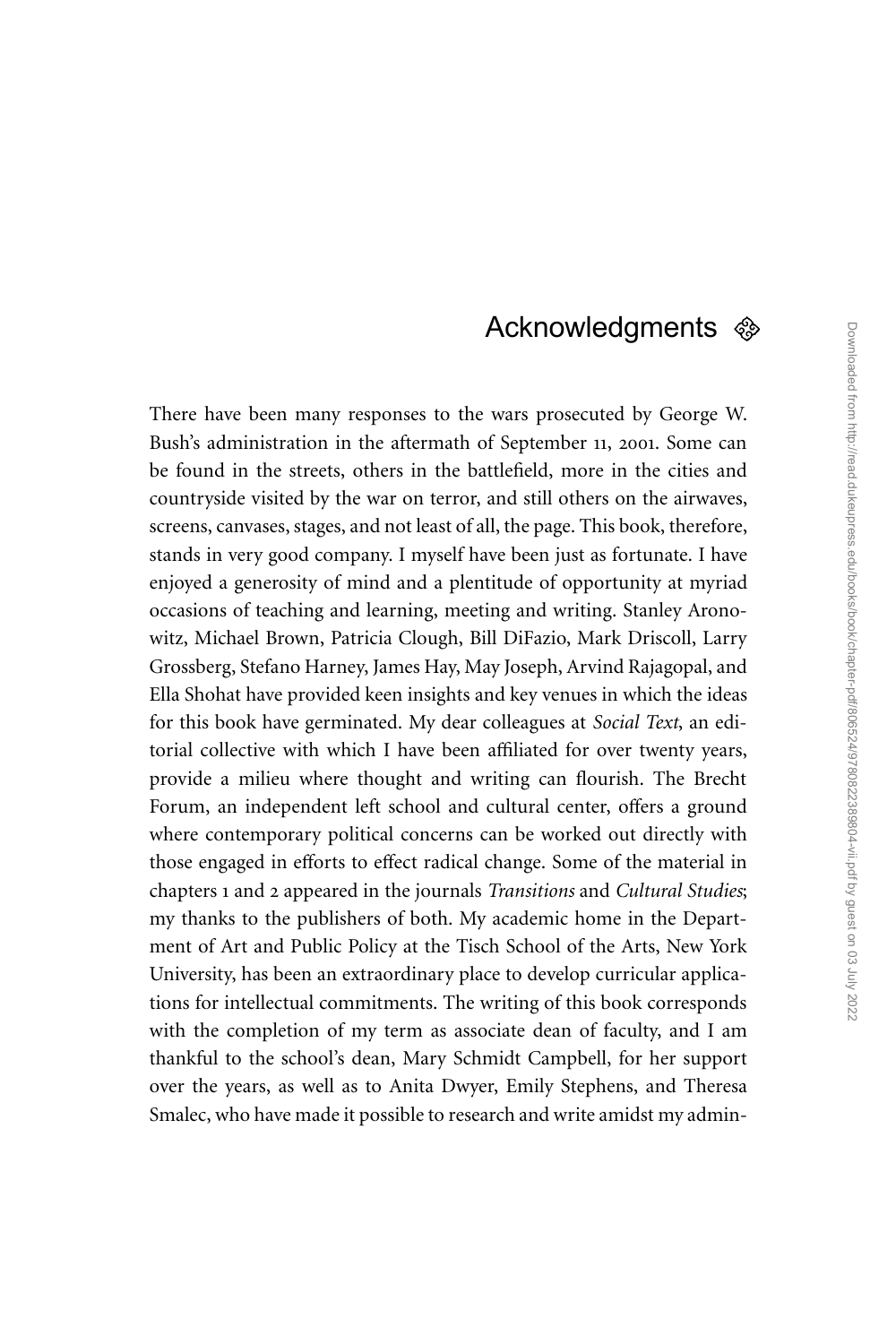# Acknowledgments

There have been many responses to the wars prosecuted by George W. Bush's administration in the aftermath of September 11, 2001. Some can be found in the streets, others in the battlefield, more in the cities and countryside visited by the war on terror, and still others on the airwaves, screens, canvases, stages, and not least of all, the page. This book, therefore, stands in very good company. I myself have been just as fortunate. I have enjoyed a generosity of mind and a plentitude of opportunity at myriad occasions of teaching and learning, meeting and writing. Stanley Aronowitz, Michael Brown, Patricia Clough, Bill DiFazio, Mark Driscoll, Larry Grossberg, Stefano Harney, James Hay, May Joseph, Arvind Rajagopal, and Ella Shohat have provided keen insights and key venues in which the ideas for this book have germinated. My dear colleagues at *Social Text*, an editorial collective with which I have been affiliated for over twenty years, provide a milieu where thought and writing can flourish. The Brecht Forum, an independent left school and cultural center, offers a ground where contemporary political concerns can be worked out directly with those engaged in efforts to effect radical change. Some of the material in chapters 1 and 2 appeared in the journals *Transitions* and *Cultural Studies*; my thanks to the publishers of both. My academic home in the Department of Art and Public Policy at the Tisch School of the Arts, New York University, has been an extraordinary place to develop curricular applications for intellectual commitments. The writing of this book corresponds with the completion of my term as associate dean of faculty, and I am thankful to the school's dean, Mary Schmidt Campbell, for her support over the years, as well as to Anita Dwyer, Emily Stephens, and Theresa Smalec, who have made it possible to research and write amidst my admin-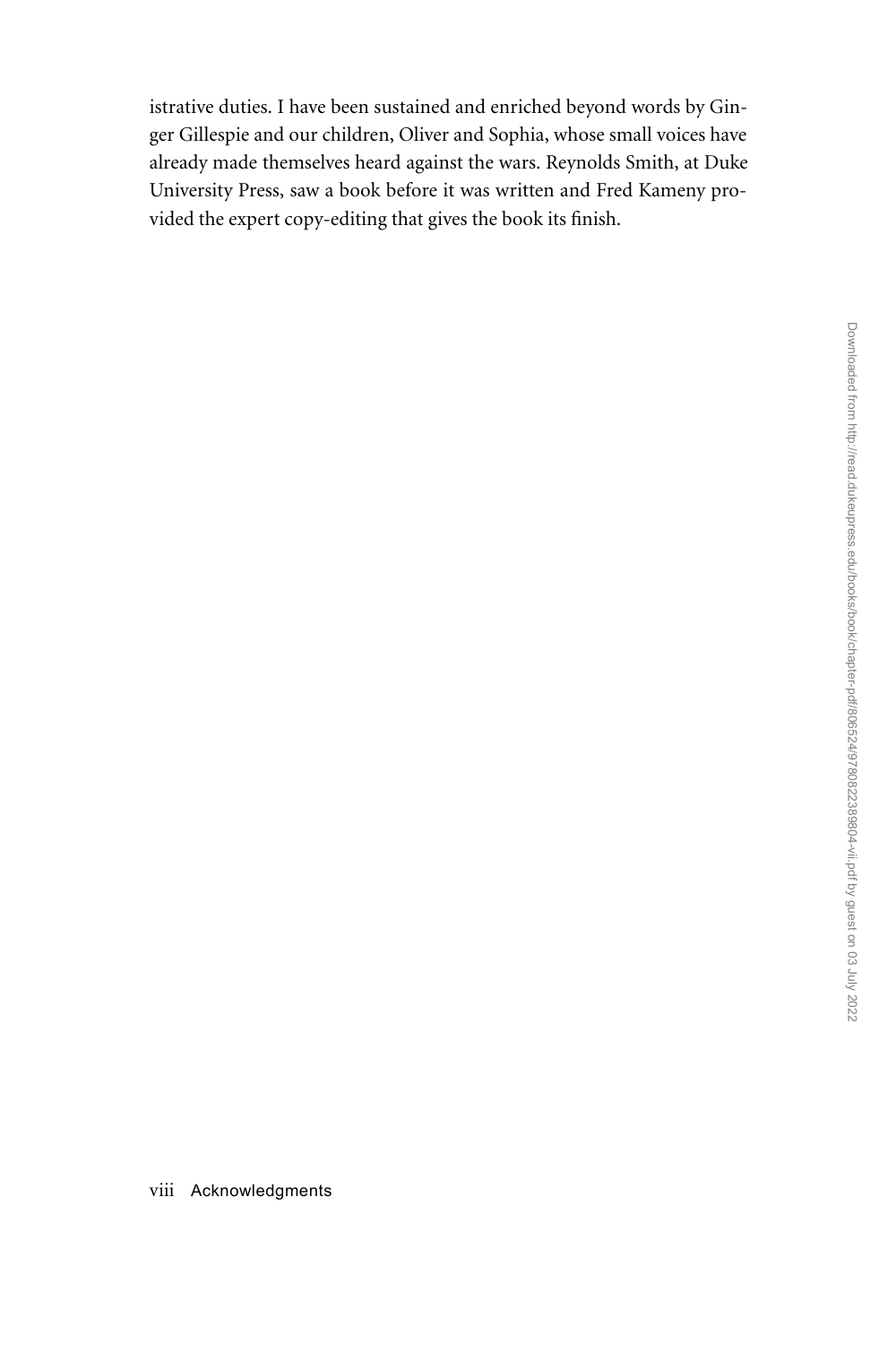istrative duties. I have been sustained and enriched beyond words by Ginger Gillespie and our children, Oliver and Sophia, whose small voices have already made themselves heard against the wars. Reynolds Smith, at Duke University Press, saw a book before it was written and Fred Kameny provided the expert copy-editing that gives the book its finish.